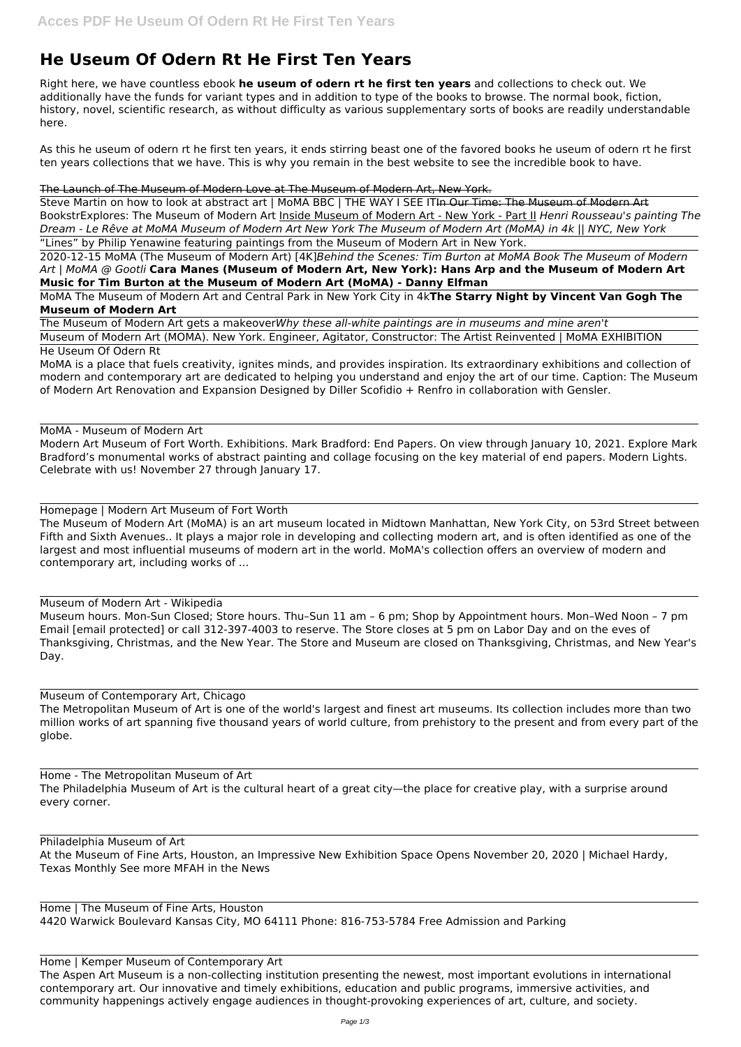# He Useum Of Odern Rt He First Ten Years

Right here, we have countless ebook **he useum of odern rt he first ten years** and collections to check out. We additionally have the funds for variant types and in addition to type of the books to browse. The normal book, fiction, history, novel, scientific research, as without difficulty as various supplementary sorts of books are readily understandable here.

As this he useum of odern rt he first ten years, it ends stirring beast one of the favored books he useum of odern rt he first ten years collections that we have. This is why you remain in the best website to see the incredible book to have.

~~The Launch of The Museum of Modern Love at The Museum of Modern Art, New York.~~

Steve Martin on how to look at abstract art | MoMA BBC | THE WAY I SEE IT~~In Our Time: The Museum of Modern Art~~ BookstrExplores: The Museum of Modern Art Inside Museum of Modern Art - New York - Part II *Henri Rousseau's painting The Dream - Le Rêve at MoMA Museum of Modern Art New York The Museum of Modern Art (MoMA) in 4k || NYC, New York*

"Lines" by Philip Yenawine featuring paintings from the Museum of Modern Art in New York.

2020-12-15 MoMA (The Museum of Modern Art) [4K]*Behind the Scenes: Tim Burton at MoMA Book The Museum of Modern Art | MoMA @ Gootli* **Cara Manes (Museum of Modern Art, New York): Hans Arp and the Museum of Modern Art Music for Tim Burton at the Museum of Modern Art (MoMA) - Danny Elfman**

MoMA The Museum of Modern Art and Central Park in New York City in 4k**The Starry Night by Vincent Van Gogh The Museum of Modern Art**

The Museum of Modern Art gets a makeover*Why these all-white paintings are in museums and mine aren't*

Museum of Modern Art (MOMA). New York. Engineer, Agitator, Constructor: The Artist Reinvented | MoMA EXHIBITION

He Useum Of Odern Rt

MoMA is a place that fuels creativity, ignites minds, and provides inspiration. Its extraordinary exhibitions and collection of modern and contemporary art are dedicated to helping you understand and enjoy the art of our time. Caption: The Museum of Modern Art Renovation and Expansion Designed by Diller Scofidio + Renfro in collaboration with Gensler.

MoMA - Museum of Modern Art

Modern Art Museum of Fort Worth. Exhibitions. Mark Bradford: End Papers. On view through January 10, 2021. Explore Mark Bradford's monumental works of abstract painting and collage focusing on the key material of end papers. Modern Lights. Celebrate with us! November 27 through January 17.

Homepage | Modern Art Museum of Fort Worth

The Museum of Modern Art (MoMA) is an art museum located in Midtown Manhattan, New York City, on 53rd Street between Fifth and Sixth Avenues.. It plays a major role in developing and collecting modern art, and is often identified as one of the largest and most influential museums of modern art in the world. MoMA's collection offers an overview of modern and contemporary art, including works of ...

Museum of Modern Art - Wikipedia

Museum hours. Mon-Sun Closed; Store hours. Thu–Sun 11 am – 6 pm; Shop by Appointment hours. Mon–Wed Noon – 7 pm Email [email protected] or call 312-397-4003 to reserve. The Store closes at 5 pm on Labor Day and on the eves of Thanksgiving, Christmas, and the New Year. The Store and Museum are closed on Thanksgiving, Christmas, and New Year's Day.

Museum of Contemporary Art, Chicago

The Metropolitan Museum of Art is one of the world's largest and finest art museums. Its collection includes more than two million works of art spanning five thousand years of world culture, from prehistory to the present and from every part of the globe.

Home - The Metropolitan Museum of Art

The Philadelphia Museum of Art is the cultural heart of a great city—the place for creative play, with a surprise around every corner.

Philadelphia Museum of Art

At the Museum of Fine Arts, Houston, an Impressive New Exhibition Space Opens November 20, 2020 | Michael Hardy, Texas Monthly See more MFAH in the News

Home | The Museum of Fine Arts, Houston

4420 Warwick Boulevard Kansas City, MO 64111 Phone: 816-753-5784 Free Admission and Parking

Home | Kemper Museum of Contemporary Art

The Aspen Art Museum is a non-collecting institution presenting the newest, most important evolutions in international contemporary art. Our innovative and timely exhibitions, education and public programs, immersive activities, and community happenings actively engage audiences in thought-provoking experiences of art, culture, and society.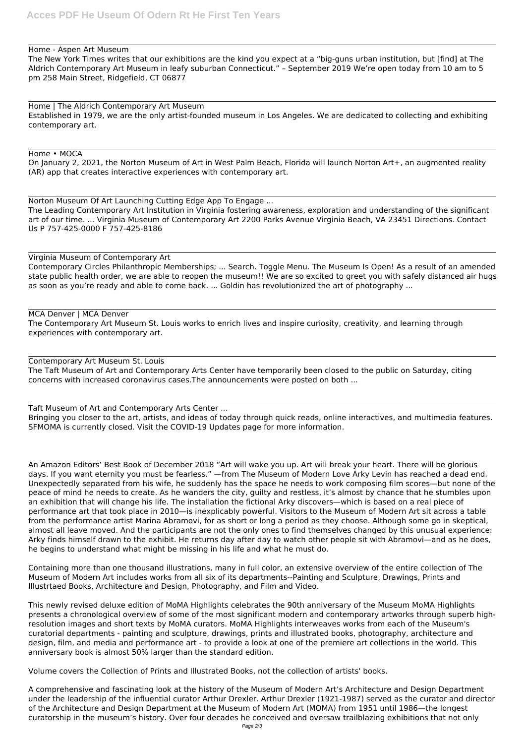Home - Aspen Art Museum

The New York Times writes that our exhibitions are the kind you expect at a "big-guns urban institution, but [find] at The Aldrich Contemporary Art Museum in leafy suburban Connecticut." – September 2019 We're open today from 10 am to 5 pm 258 Main Street, Ridgefield, CT 06877

Home | The Aldrich Contemporary Art Museum

Established in 1979, we are the only artist-founded museum in Los Angeles. We are dedicated to collecting and exhibiting contemporary art.

Home • MOCA

On January 2, 2021, the Norton Museum of Art in West Palm Beach, Florida will launch Norton Art+, an augmented reality (AR) app that creates interactive experiences with contemporary art.

Norton Museum Of Art Launching Cutting Edge App To Engage ...

The Leading Contemporary Art Institution in Virginia fostering awareness, exploration and understanding of the significant art of our time. ... Virginia Museum of Contemporary Art 2200 Parks Avenue Virginia Beach, VA 23451 Directions. Contact Us P 757-425-0000 F 757-425-8186

Virginia Museum of Contemporary Art

Contemporary Circles Philanthropic Memberships; ... Search. Toggle Menu. The Museum Is Open! As a result of an amended state public health order, we are able to reopen the museum!! We are so excited to greet you with safely distanced air hugs as soon as you're ready and able to come back. ... Goldin has revolutionized the art of photography ...

MCA Denver | MCA Denver

The Contemporary Art Museum St. Louis works to enrich lives and inspire curiosity, creativity, and learning through experiences with contemporary art.

Contemporary Art Museum St. Louis

The Taft Museum of Art and Contemporary Arts Center have temporarily been closed to the public on Saturday, citing concerns with increased coronavirus cases.The announcements were posted on both ...

Taft Museum of Art and Contemporary Arts Center ...

Bringing you closer to the art, artists, and ideas of today through quick reads, online interactives, and multimedia features. SFMOMA is currently closed. Visit the COVID-19 Updates page for more information.

An Amazon Editors' Best Book of December 2018 "Art will wake you up. Art will break your heart. There will be glorious days. If you want eternity you must be fearless." —from The Museum of Modern Love Arky Levin has reached a dead end. Unexpectedly separated from his wife, he suddenly has the space he needs to work composing film scores—but none of the peace of mind he needs to create. As he wanders the city, guilty and restless, it's almost by chance that he stumbles upon an exhibition that will change his life. The installation the fictional Arky discovers—which is based on a real piece of performance art that took place in 2010—is inexplicably powerful. Visitors to the Museum of Modern Art sit across a table from the performance artist Marina Abramovi, for as short or long a period as they choose. Although some go in skeptical, almost all leave moved. And the participants are not the only ones to find themselves changed by this unusual experience: Arky finds himself drawn to the exhibit. He returns day after day to watch other people sit with Abramovi—and as he does, he begins to understand what might be missing in his life and what he must do.

Containing more than one thousand illustrations, many in full color, an extensive overview of the entire collection of The Museum of Modern Art includes works from all six of its departments--Painting and Sculpture, Drawings, Prints and Illustrtaed Books, Architecture and Design, Photography, and Film and Video.

This newly revised deluxe edition of MoMA Highlights celebrates the 90th anniversary of the Museum MoMA Highlights presents a chronological overview of some of the most significant modern and contemporary artworks through superb high-resolution images and short texts by MoMA curators. MoMA Highlights interweaves works from each of the Museum's curatorial departments - painting and sculpture, drawings, prints and illustrated books, photography, architecture and design, film, and media and performance art - to provide a look at one of the premiere art collections in the world. This anniversary book is almost 50% larger than the standard edition.

Volume covers the Collection of Prints and Illustrated Books, not the collection of artists' books.

A comprehensive and fascinating look at the history of the Museum of Modern Art's Architecture and Design Department under the leadership of the influential curator Arthur Drexler. Arthur Drexler (1921-1987) served as the curator and director of the Architecture and Design Department at the Museum of Modern Art (MOMA) from 1951 until 1986—the longest curatorship in the museum's history. Over four decades he conceived and oversaw trailblazing exhibitions that not only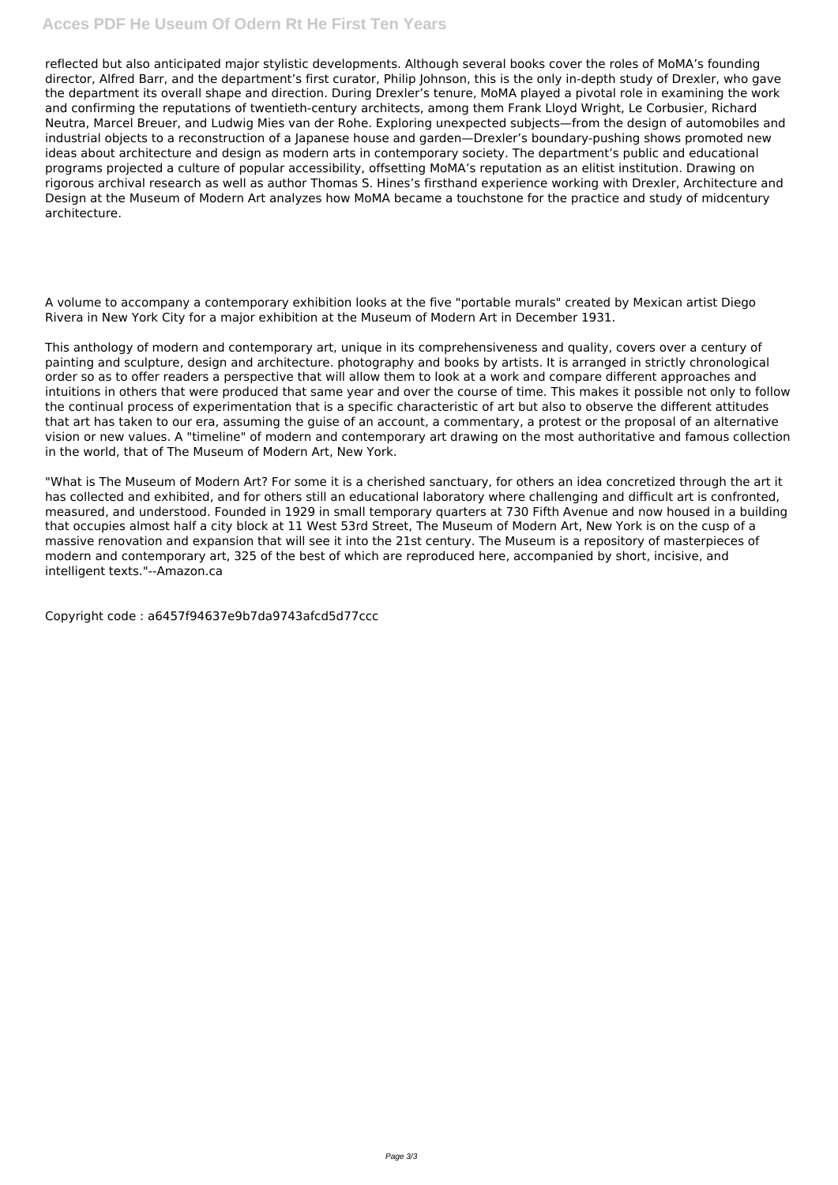reflected but also anticipated major stylistic developments. Although several books cover the roles of MoMA's founding director, Alfred Barr, and the department's first curator, Philip Johnson, this is the only in-depth study of Drexler, who gave the department its overall shape and direction. During Drexler's tenure, MoMA played a pivotal role in examining the work and confirming the reputations of twentieth-century architects, among them Frank Lloyd Wright, Le Corbusier, Richard Neutra, Marcel Breuer, and Ludwig Mies van der Rohe. Exploring unexpected subjects—from the design of automobiles and industrial objects to a reconstruction of a Japanese house and garden—Drexler's boundary-pushing shows promoted new ideas about architecture and design as modern arts in contemporary society. The department's public and educational programs projected a culture of popular accessibility, offsetting MoMA's reputation as an elitist institution. Drawing on rigorous archival research as well as author Thomas S. Hines's firsthand experience working with Drexler, Architecture and Design at the Museum of Modern Art analyzes how MoMA became a touchstone for the practice and study of midcentury architecture.

A volume to accompany a contemporary exhibition looks at the five "portable murals" created by Mexican artist Diego Rivera in New York City for a major exhibition at the Museum of Modern Art in December 1931.

This anthology of modern and contemporary art, unique in its comprehensiveness and quality, covers over a century of painting and sculpture, design and architecture. photography and books by artists. It is arranged in strictly chronological order so as to offer readers a perspective that will allow them to look at a work and compare different approaches and intuitions in others that were produced that same year and over the course of time. This makes it possible not only to follow the continual process of experimentation that is a specific characteristic of art but also to observe the different attitudes that art has taken to our era, assuming the guise of an account, a commentary, a protest or the proposal of an alternative vision or new values. A "timeline" of modern and contemporary art drawing on the most authoritative and famous collection in the world, that of The Museum of Modern Art, New York.

"What is The Museum of Modern Art? For some it is a cherished sanctuary, for others an idea concretized through the art it has collected and exhibited, and for others still an educational laboratory where challenging and difficult art is confronted, measured, and understood. Founded in 1929 in small temporary quarters at 730 Fifth Avenue and now housed in a building that occupies almost half a city block at 11 West 53rd Street, The Museum of Modern Art, New York is on the cusp of a massive renovation and expansion that will see it into the 21st century. The Museum is a repository of masterpieces of modern and contemporary art, 325 of the best of which are reproduced here, accompanied by short, incisive, and intelligent texts."--Amazon.ca

Copyright code : a6457f94637e9b7da9743afcd5d77ccc